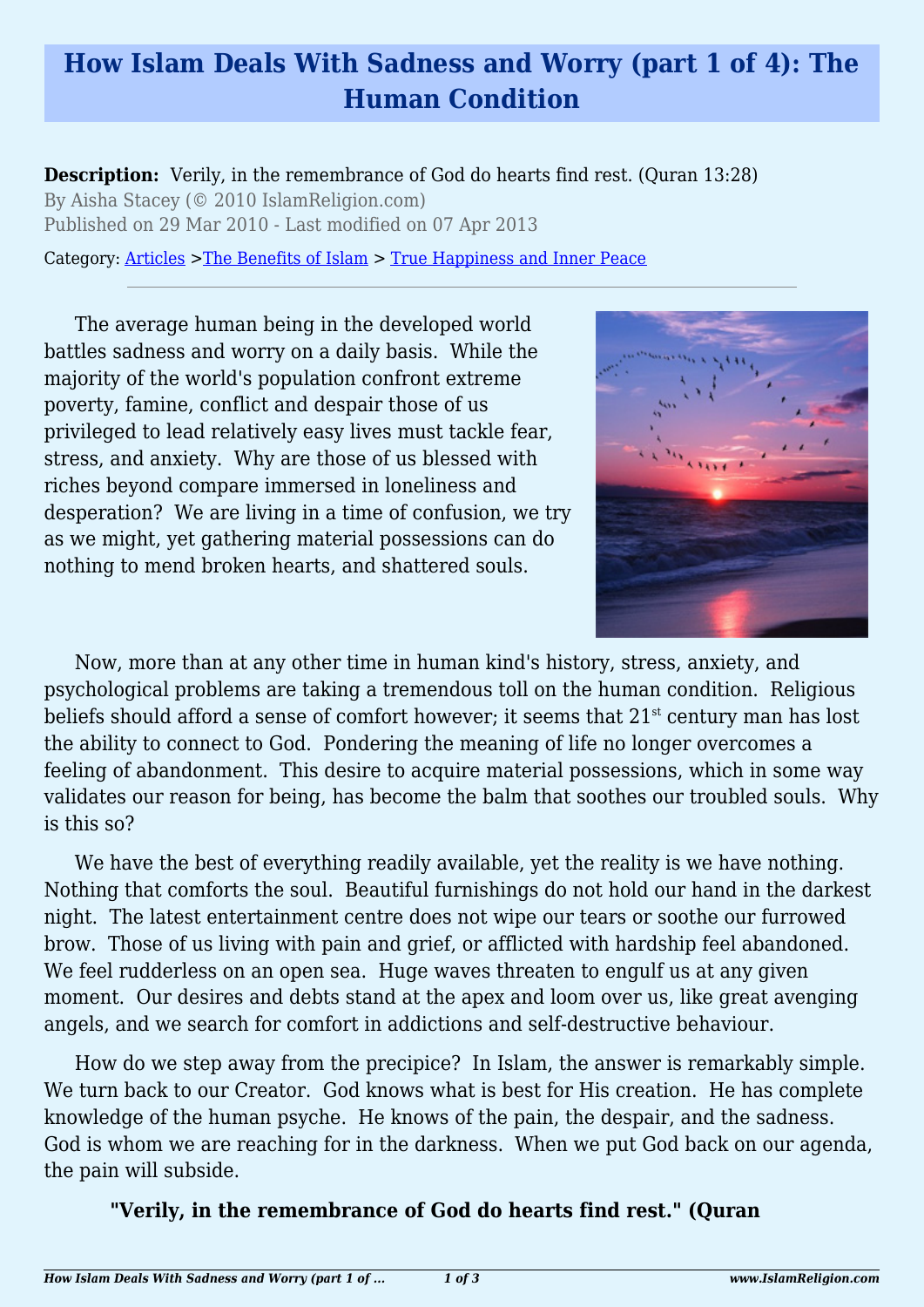# How Islam Deals With Sadness and Worry (part 1 of 4): The Human Condition

**Description:** Verily, in the remembrance of God do hearts find rest. (Quran 13:28)

By Aisha Stacey (© 2010 IslamReligion.com)

Published on 29 Mar 2010 - Last modified on 07 Apr 2013

Category: Articles >The Benefits of Islam > True Happiness and Inner Peace

---

The average human being in the developed world battles sadness and worry on a daily basis. While the majority of the world's population confront extreme poverty, famine, conflict and despair those of us privileged to lead relatively easy lives must tackle fear, stress, and anxiety. Why are those of us blessed with riches beyond compare immersed in loneliness and desperation? We are living in a time of confusion, we try as we might, yet gathering material possessions can do nothing to mend broken hearts, and shattered souls.

Now, more than at any other time in human kind's history, stress, anxiety, and psychological problems are taking a tremendous toll on the human condition. Religious beliefs should afford a sense of comfort however; it seems that 21st century man has lost the ability to connect to God. Pondering the meaning of life no longer overcomes a feeling of abandonment. This desire to acquire material possessions, which in some way validates our reason for being, has become the balm that soothes our troubled souls. Why is this so?

We have the best of everything readily available, yet the reality is we have nothing. Nothing that comforts the soul. Beautiful furnishings do not hold our hand in the darkest night. The latest entertainment centre does not wipe our tears or soothe our furrowed brow. Those of us living with pain and grief, or afflicted with hardship feel abandoned. We feel rudderless on an open sea. Huge waves threaten to engulf us at any given moment. Our desires and debts stand at the apex and loom over us, like great avenging angels, and we search for comfort in addictions and self-destructive behaviour.

How do we step away from the precipice? In Islam, the answer is remarkably simple. We turn back to our Creator. God knows what is best for His creation. He has complete knowledge of the human psyche. He knows of the pain, the despair, and the sadness. God is whom we are reaching for in the darkness. When we put God back on our agenda, the pain will subside.

> **"Verily, in the remembrance of God do hearts find rest." (Quran**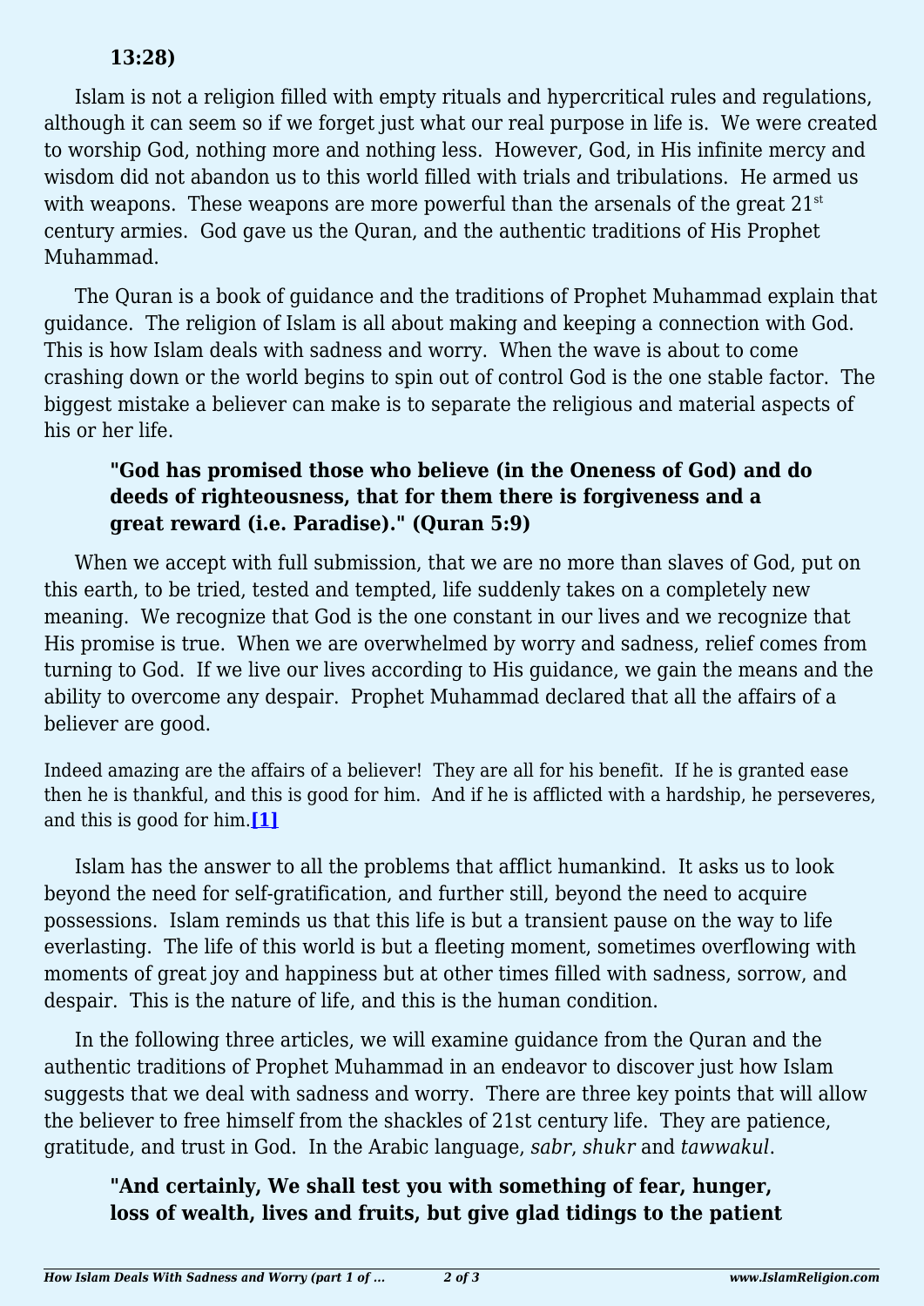**13:28)**

Islam is not a religion filled with empty rituals and hypercritical rules and regulations, although it can seem so if we forget just what our real purpose in life is. We were created to worship God, nothing more and nothing less. However, God, in His infinite mercy and wisdom did not abandon us to this world filled with trials and tribulations. He armed us with weapons. These weapons are more powerful than the arsenals of the great 21st century armies. God gave us the Quran, and the authentic traditions of His Prophet Muhammad.

The Quran is a book of guidance and the traditions of Prophet Muhammad explain that guidance. The religion of Islam is all about making and keeping a connection with God. This is how Islam deals with sadness and worry. When the wave is about to come crashing down or the world begins to spin out of control God is the one stable factor. The biggest mistake a believer can make is to separate the religious and material aspects of his or her life.

> **"God has promised those who believe (in the Oneness of God) and do deeds of righteousness, that for them there is forgiveness and a great reward (i.e. Paradise)." (Quran 5:9)**

When we accept with full submission, that we are no more than slaves of God, put on this earth, to be tried, tested and tempted, life suddenly takes on a completely new meaning. We recognize that God is the one constant in our lives and we recognize that His promise is true. When we are overwhelmed by worry and sadness, relief comes from turning to God. If we live our lives according to His guidance, we gain the means and the ability to overcome any despair. Prophet Muhammad declared that all the affairs of a believer are good.

Indeed amazing are the affairs of a believer! They are all for his benefit. If he is granted ease then he is thankful, and this is good for him. And if he is afflicted with a hardship, he perseveres, and this is good for him.[1]

Islam has the answer to all the problems that afflict humankind. It asks us to look beyond the need for self-gratification, and further still, beyond the need to acquire possessions. Islam reminds us that this life is but a transient pause on the way to life everlasting. The life of this world is but a fleeting moment, sometimes overflowing with moments of great joy and happiness but at other times filled with sadness, sorrow, and despair. This is the nature of life, and this is the human condition.

In the following three articles, we will examine guidance from the Quran and the authentic traditions of Prophet Muhammad in an endeavor to discover just how Islam suggests that we deal with sadness and worry. There are three key points that will allow the believer to free himself from the shackles of 21st century life. They are patience, gratitude, and trust in God. In the Arabic language, *sabr, shukr* and *tawwakul*.

> **"And certainly, We shall test you with something of fear, hunger, loss of wealth, lives and fruits, but give glad tidings to the patient**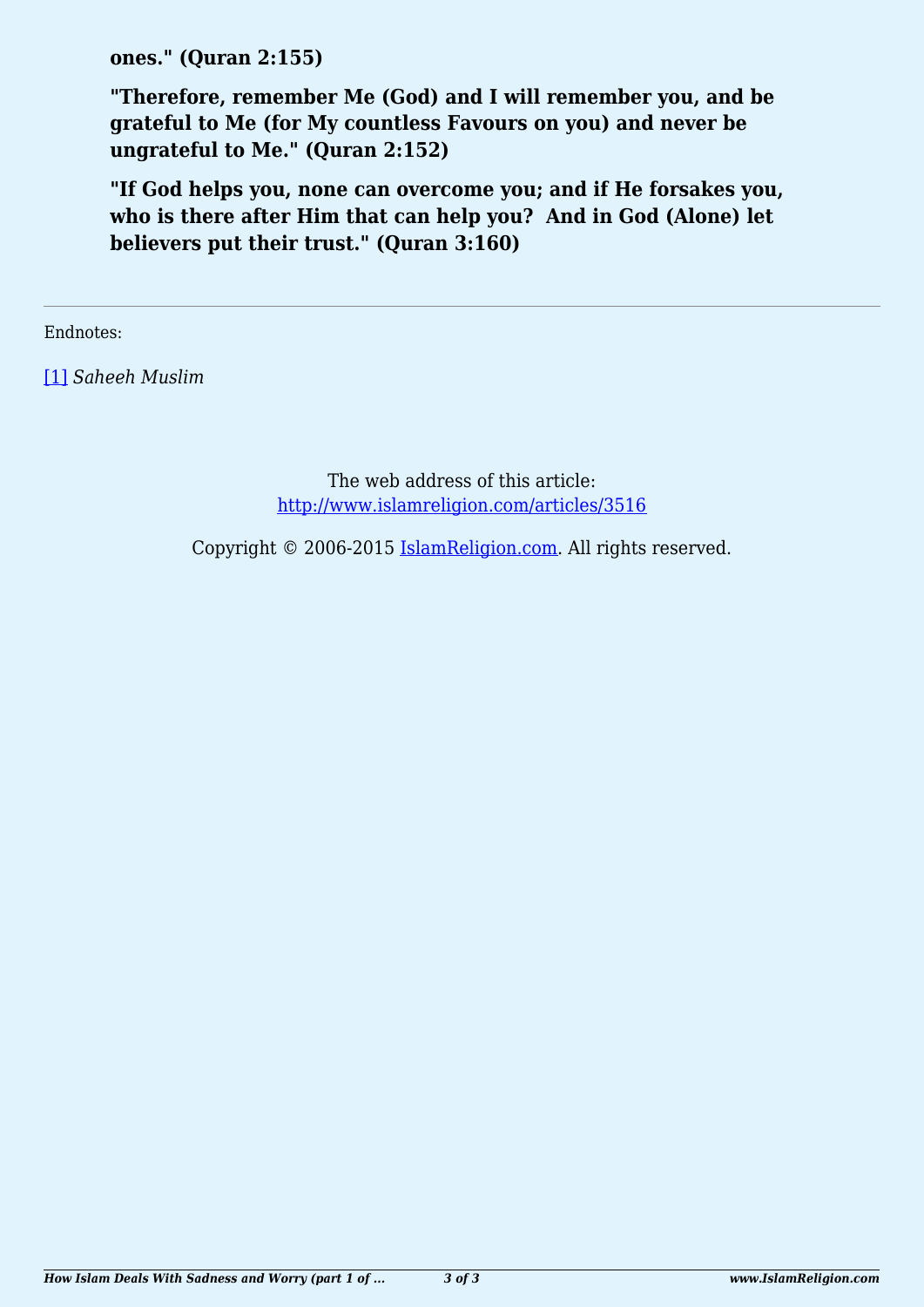**ones." (Quran 2:155)**

**"Therefore, remember Me (God) and I will remember you, and be grateful to Me (for My countless Favours on you) and never be ungrateful to Me." (Quran 2:152)**

**"If God helps you, none can overcome you; and if He forsakes you, who is there after Him that can help you?  And in God (Alone) let believers put their trust." (Quran 3:160)**

---

Endnotes:

[1] *Saheeh Muslim*

The web address of this article:
http://www.islamreligion.com/articles/3516

Copyright © 2006-2015 IslamReligion.com. All rights reserved.